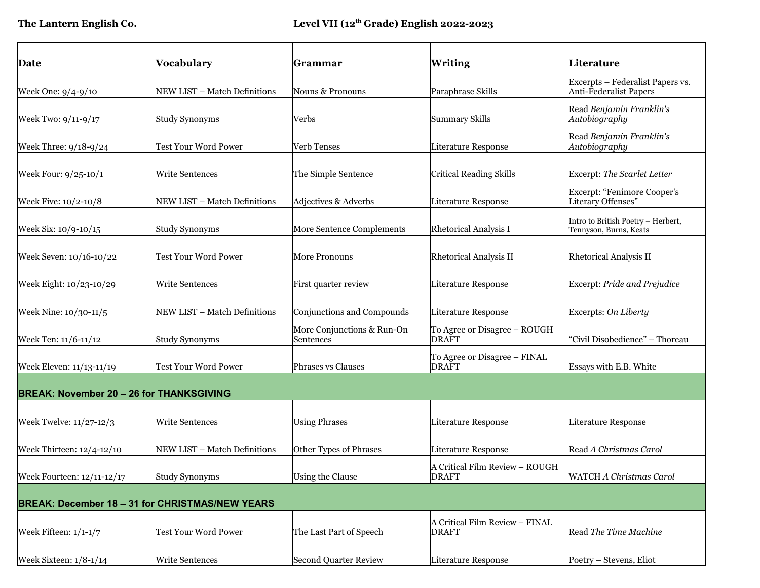**The Lantern English Co.** **Level VII (12th Grade) English 2022-2023**

| **Date** | **Vocabulary** | **Grammar** | **Writing** | **Literature** |
|---|---|---|---|---|
| Week One: 9/4-9/10 | NEW LIST – Match Definitions | Nouns & Pronouns | Paraphrase Skills | Excerpts – Federalist Papers vs. Anti-Federalist Papers |
| Week Two: 9/11-9/17 | Study Synonyms | Verbs | Summary Skills | Read *Benjamin Franklin's Autobiography* |
| Week Three: 9/18-9/24 | Test Your Word Power | Verb Tenses | Literature Response | Read *Benjamin Franklin's Autobiography* |
| Week Four: 9/25-10/1 | Write Sentences | The Simple Sentence | Critical Reading Skills | Excerpt: *The Scarlet Letter* |
| Week Five: 10/2-10/8 | NEW LIST – Match Definitions | Adjectives & Adverbs | Literature Response | Excerpt: "Fenimore Cooper's Literary Offenses" |
| Week Six: 10/9-10/15 | Study Synonyms | More Sentence Complements | Rhetorical Analysis I | Intro to British Poetry – Herbert, Tennyson, Burns, Keats |
| Week Seven: 10/16-10/22 | Test Your Word Power | More Pronouns | Rhetorical Analysis II | Rhetorical Analysis II |
| Week Eight: 10/23-10/29 | Write Sentences | First quarter review | Literature Response | Excerpt: *Pride and Prejudice* |
| Week Nine: 10/30-11/5 | NEW LIST – Match Definitions | Conjunctions and Compounds | Literature Response | Excerpts: *On Liberty* |
| Week Ten: 11/6-11/12 | Study Synonyms | More Conjunctions & Run-On Sentences | To Agree or Disagree – ROUGH DRAFT | "Civil Disobedience" – Thoreau |
| Week Eleven: 11/13-11/19 | Test Your Word Power | Phrases vs Clauses | To Agree or Disagree – FINAL DRAFT | Essays with E.B. White |
| **BREAK: November 20 – 26 for THANKSGIVING** | | | | |
| Week Twelve: 11/27-12/3 | Write Sentences | Using Phrases | Literature Response | Literature Response |
| Week Thirteen: 12/4-12/10 | NEW LIST – Match Definitions | Other Types of Phrases | Literature Response | Read *A Christmas Carol* |
| Week Fourteen: 12/11-12/17 | Study Synonyms | Using the Clause | A Critical Film Review – ROUGH DRAFT | WATCH *A Christmas Carol* |
| **BREAK: December 18 – 31 for CHRISTMAS/NEW YEARS** | | | | |
| Week Fifteen: 1/1-1/7 | Test Your Word Power | The Last Part of Speech | A Critical Film Review – FINAL DRAFT | Read *The Time Machine* |
| Week Sixteen: 1/8-1/14 | Write Sentences | Second Quarter Review | Literature Response | Poetry – Stevens, Eliot |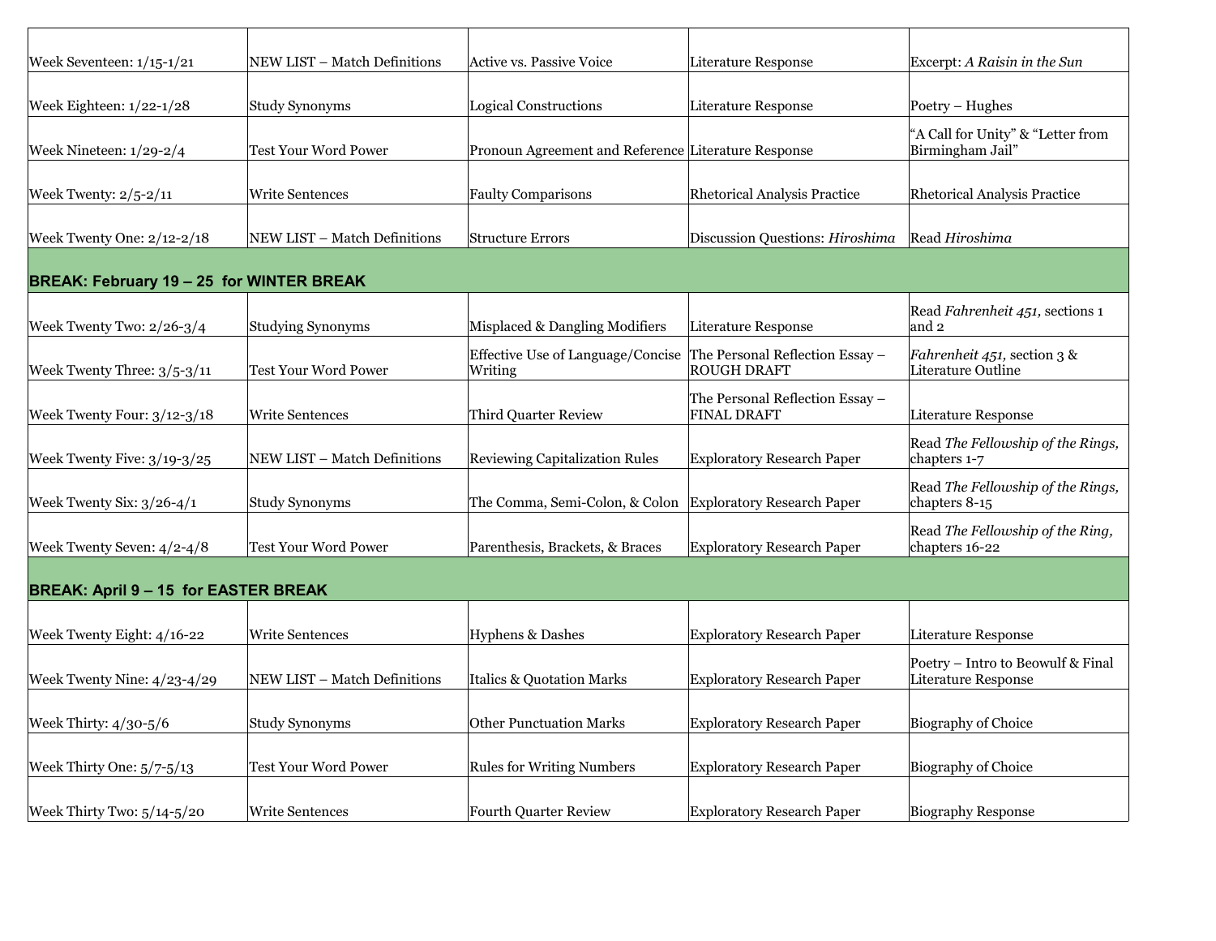| | | | | |
|---|---|---|---|---|
| Week Seventeen: 1/15-1/21 | NEW LIST – Match Definitions | Active vs. Passive Voice | Literature Response | Excerpt: *A Raisin in the Sun* |
| Week Eighteen: 1/22-1/28 | Study Synonyms | Logical Constructions | Literature Response | Poetry – Hughes |
| Week Nineteen: 1/29-2/4 | Test Your Word Power | Pronoun Agreement and Reference | Literature Response | "A Call for Unity" & "Letter from Birmingham Jail" |
| Week Twenty: 2/5-2/11 | Write Sentences | Faulty Comparisons | Rhetorical Analysis Practice | Rhetorical Analysis Practice |
| Week Twenty One: 2/12-2/18 | NEW LIST – Match Definitions | Structure Errors | Discussion Questions: *Hiroshima* | Read *Hiroshima* |
| **BREAK: February 19 – 25 for WINTER BREAK** | | | | |
| Week Twenty Two: 2/26-3/4 | Studying Synonyms | Misplaced & Dangling Modifiers | Literature Response | Read *Fahrenheit 451,* sections 1 and 2 |
| Week Twenty Three: 3/5-3/11 | Test Your Word Power | Effective Use of Language/Concise Writing | The Personal Reflection Essay – ROUGH DRAFT | *Fahrenheit 451,* section 3 & Literature Outline |
| Week Twenty Four: 3/12-3/18 | Write Sentences | Third Quarter Review | The Personal Reflection Essay – FINAL DRAFT | Literature Response |
| Week Twenty Five: 3/19-3/25 | NEW LIST – Match Definitions | Reviewing Capitalization Rules | Exploratory Research Paper | Read *The Fellowship of the Rings,* chapters 1-7 |
| Week Twenty Six: 3/26-4/1 | Study Synonyms | The Comma, Semi-Colon, & Colon | Exploratory Research Paper | Read *The Fellowship of the Rings,* chapters 8-15 |
| Week Twenty Seven: 4/2-4/8 | Test Your Word Power | Parenthesis, Brackets, & Braces | Exploratory Research Paper | Read *The Fellowship of the Ring,* chapters 16-22 |
| **BREAK: April 9 – 15 for EASTER BREAK** | | | | |
| Week Twenty Eight: 4/16-22 | Write Sentences | Hyphens & Dashes | Exploratory Research Paper | Literature Response |
| Week Twenty Nine: 4/23-4/29 | NEW LIST – Match Definitions | Italics & Quotation Marks | Exploratory Research Paper | Poetry – Intro to Beowulf & Final Literature Response |
| Week Thirty: 4/30-5/6 | Study Synonyms | Other Punctuation Marks | Exploratory Research Paper | Biography of Choice |
| Week Thirty One: 5/7-5/13 | Test Your Word Power | Rules for Writing Numbers | Exploratory Research Paper | Biography of Choice |
| Week Thirty Two: 5/14-5/20 | Write Sentences | Fourth Quarter Review | Exploratory Research Paper | Biography Response |